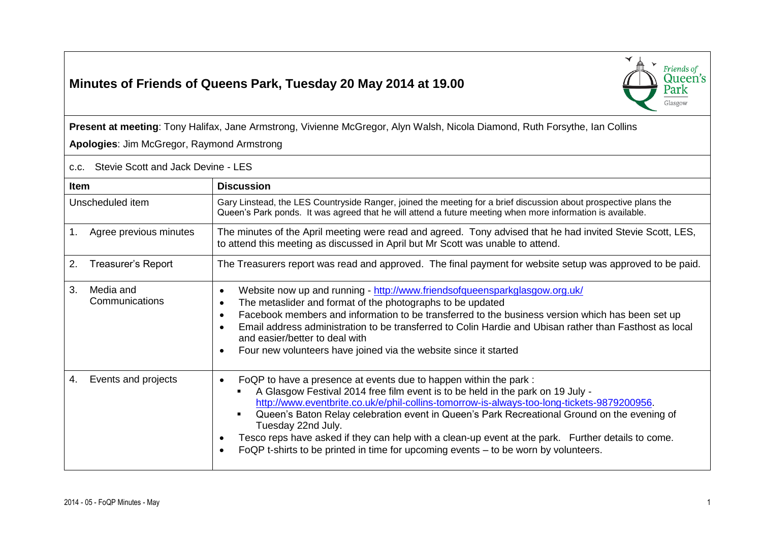# Minutes of Friends of Queens Park, Tuesday 20 May 2014 at 19.00

**Present at meeting**: Tony Halifax, Jane Armstrong, Vivienne McGregor, Alyn Walsh, Nicola Diamond, Ruth Forsythe, Ian Collins

**Apologies**: Jim McGregor, Raymond Armstrong

c.c. Stevie Scott and Jack Devine - LES

| Item | Discussion |
|---|---|
| Unscheduled item | Gary Linstead, the LES Countryside Ranger, joined the meeting for a brief discussion about prospective plans the Queen's Park ponds. It was agreed that he will attend a future meeting when more information is available. |
| 1. Agree previous minutes | The minutes of the April meeting were read and agreed. Tony advised that he had invited Stevie Scott, LES, to attend this meeting as discussed in April but Mr Scott was unable to attend. |
| 2. Treasurer's Report | The Treasurers report was read and approved. The final payment for website setup was approved to be paid. |
| 3. Media and Communications | • Website now up and running - http://www.friendsofqueensparkglasgow.org.uk/<br>• The metaslider and format of the photographs to be updated<br>• Facebook members and information to be transferred to the business version which has been set up<br>• Email address administration to be transferred to Colin Hardie and Ubisan rather than Fasthost as local and easier/better to deal with<br>• Four new volunteers have joined via the website since it started |
| 4. Events and projects | • FoQP to have a presence at events due to happen within the park :<br>&nbsp;&nbsp;▪ A Glasgow Festival 2014 free film event is to be held in the park on 19 July - http://www.eventbrite.co.uk/e/phil-collins-tomorrow-is-always-too-long-tickets-9879200956.<br>&nbsp;&nbsp;▪ Queen's Baton Relay celebration event in Queen's Park Recreational Ground on the evening of Tuesday 22nd July.<br>• Tesco reps have asked if they can help with a clean-up event at the park. Further details to come.<br>• FoQP t-shirts to be printed in time for upcoming events – to be worn by volunteers. |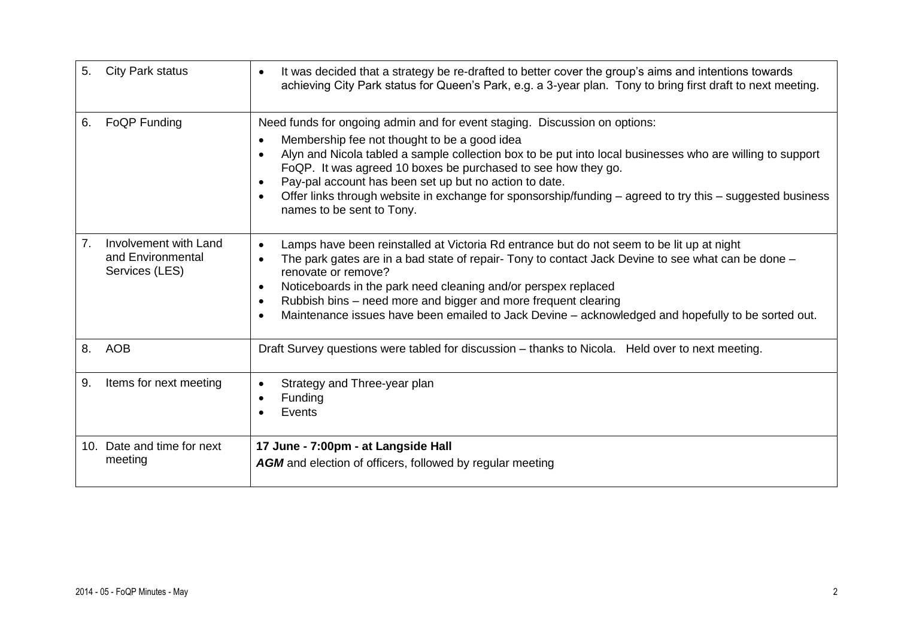| | |
|---|---|
| 5. City Park status | • It was decided that a strategy be re-drafted to better cover the group's aims and intentions towards achieving City Park status for Queen's Park, e.g. a 3-year plan. Tony to bring first draft to next meeting. |
| 6. FoQP Funding | Need funds for ongoing admin and for event staging. Discussion on options:<br>• Membership fee not thought to be a good idea<br>• Alyn and Nicola tabled a sample collection box to be put into local businesses who are willing to support FoQP. It was agreed 10 boxes be purchased to see how they go.<br>• Pay-pal account has been set up but no action to date.<br>• Offer links through website in exchange for sponsorship/funding – agreed to try this – suggested business names to be sent to Tony. |
| 7. Involvement with Land and Environmental Services (LES) | • Lamps have been reinstalled at Victoria Rd entrance but do not seem to be lit up at night<br>• The park gates are in a bad state of repair- Tony to contact Jack Devine to see what can be done – renovate or remove?<br>• Noticeboards in the park need cleaning and/or perspex replaced<br>• Rubbish bins – need more and bigger and more frequent clearing<br>• Maintenance issues have been emailed to Jack Devine – acknowledged and hopefully to be sorted out. |
| 8. AOB | Draft Survey questions were tabled for discussion – thanks to Nicola. Held over to next meeting. |
| 9. Items for next meeting | • Strategy and Three-year plan<br>• Funding<br>• Events |
| 10. Date and time for next meeting | **17 June - 7:00pm - at Langside Hall**<br>***AGM*** and election of officers, followed by regular meeting |